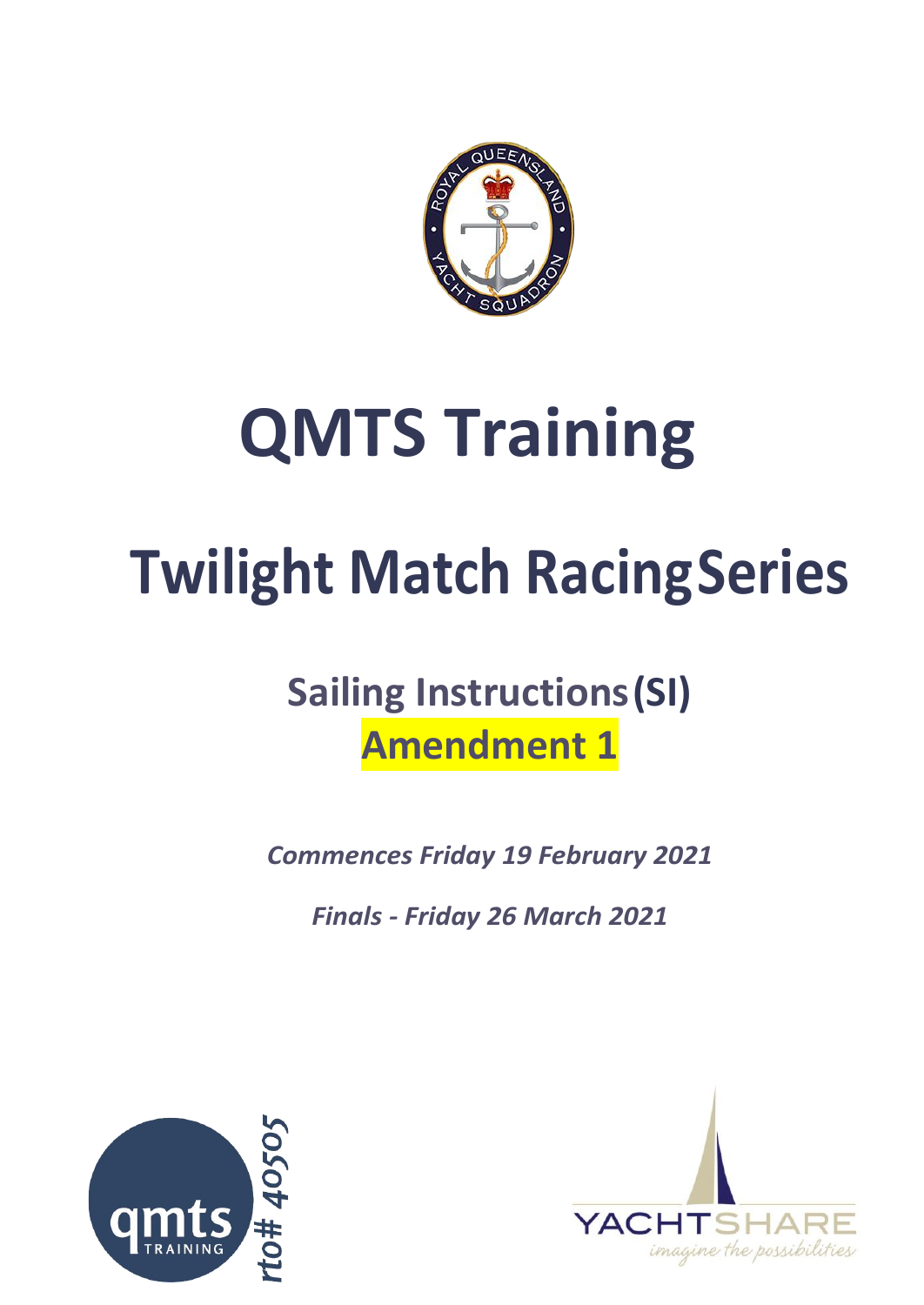# QMTS Training

# Twilight Match Racing Series

## Sailing Instructions (SI)

## Amendment 1

*Commences Friday 19 February 2021*

*Finals - Friday 26 March 2021*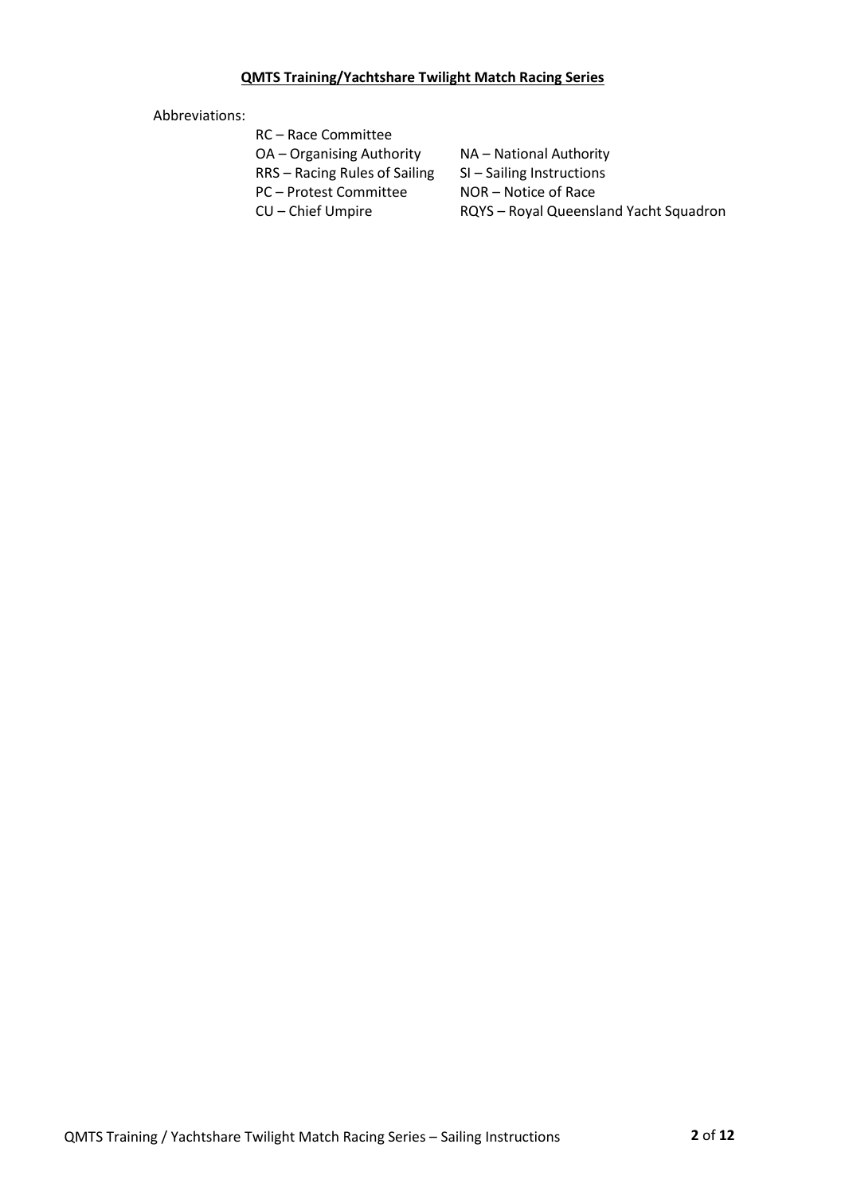**QMTS Training/Yachtshare Twilight Match Racing Series**

Abbreviations:

RC – Race Committee

| | |
|---|---|
| OA – Organising Authority | NA – National Authority |
| RRS – Racing Rules of Sailing | SI – Sailing Instructions |
| PC – Protest Committee | NOR – Notice of Race |
| CU – Chief Umpire | RQYS – Royal Queensland Yacht Squadron |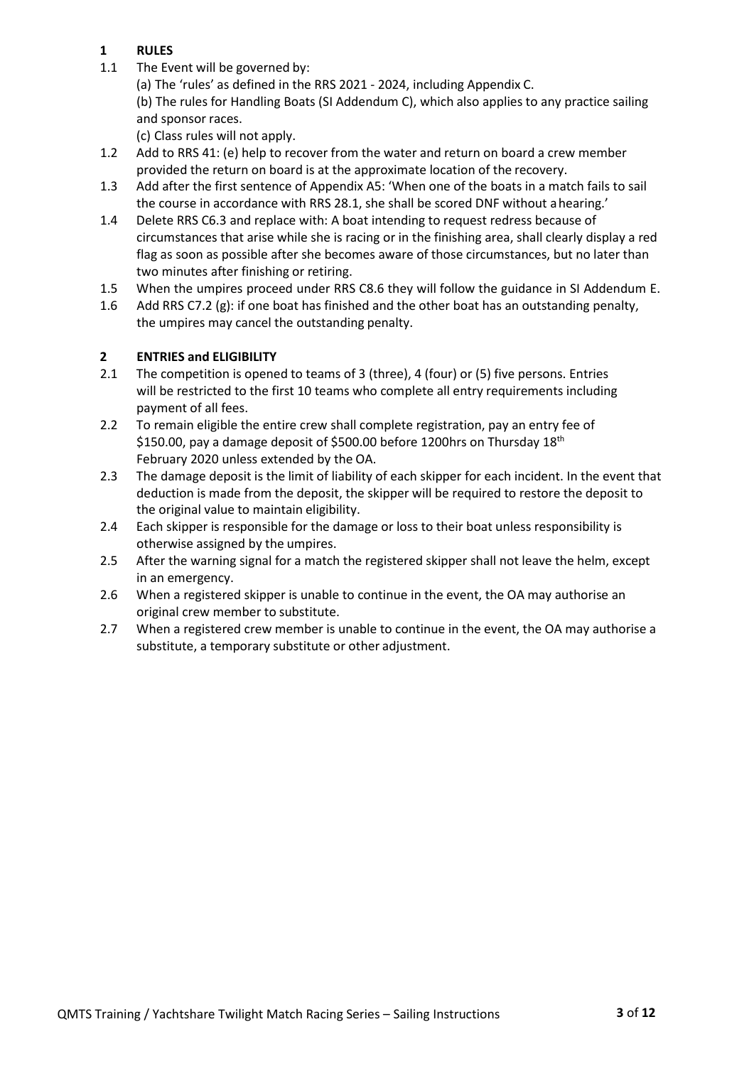## 1 RULES

1.1 The Event will be governed by:

(a) The 'rules' as defined in the RRS 2021 - 2024, including Appendix C.

(b) The rules for Handling Boats (SI Addendum C), which also applies to any practice sailing and sponsor races.

(c) Class rules will not apply.

1.2 Add to RRS 41: (e) help to recover from the water and return on board a crew member provided the return on board is at the approximate location of the recovery.

1.3 Add after the first sentence of Appendix A5: 'When one of the boats in a match fails to sail the course in accordance with RRS 28.1, she shall be scored DNF without a hearing.'

1.4 Delete RRS C6.3 and replace with: A boat intending to request redress because of circumstances that arise while she is racing or in the finishing area, shall clearly display a red flag as soon as possible after she becomes aware of those circumstances, but no later than two minutes after finishing or retiring.

1.5 When the umpires proceed under RRS C8.6 they will follow the guidance in SI Addendum E.

1.6 Add RRS C7.2 (g): if one boat has finished and the other boat has an outstanding penalty, the umpires may cancel the outstanding penalty.

## 2 ENTRIES and ELIGIBILITY

2.1 The competition is opened to teams of 3 (three), 4 (four) or (5) five persons. Entries will be restricted to the first 10 teams who complete all entry requirements including payment of all fees.

2.2 To remain eligible the entire crew shall complete registration, pay an entry fee of $150.00, pay a damage deposit of $500.00 before 1200hrs on Thursday 18th February 2020 unless extended by the OA.

2.3 The damage deposit is the limit of liability of each skipper for each incident. In the event that deduction is made from the deposit, the skipper will be required to restore the deposit to the original value to maintain eligibility.

2.4 Each skipper is responsible for the damage or loss to their boat unless responsibility is otherwise assigned by the umpires.

2.5 After the warning signal for a match the registered skipper shall not leave the helm, except in an emergency.

2.6 When a registered skipper is unable to continue in the event, the OA may authorise an original crew member to substitute.

2.7 When a registered crew member is unable to continue in the event, the OA may authorise a substitute, a temporary substitute or other adjustment.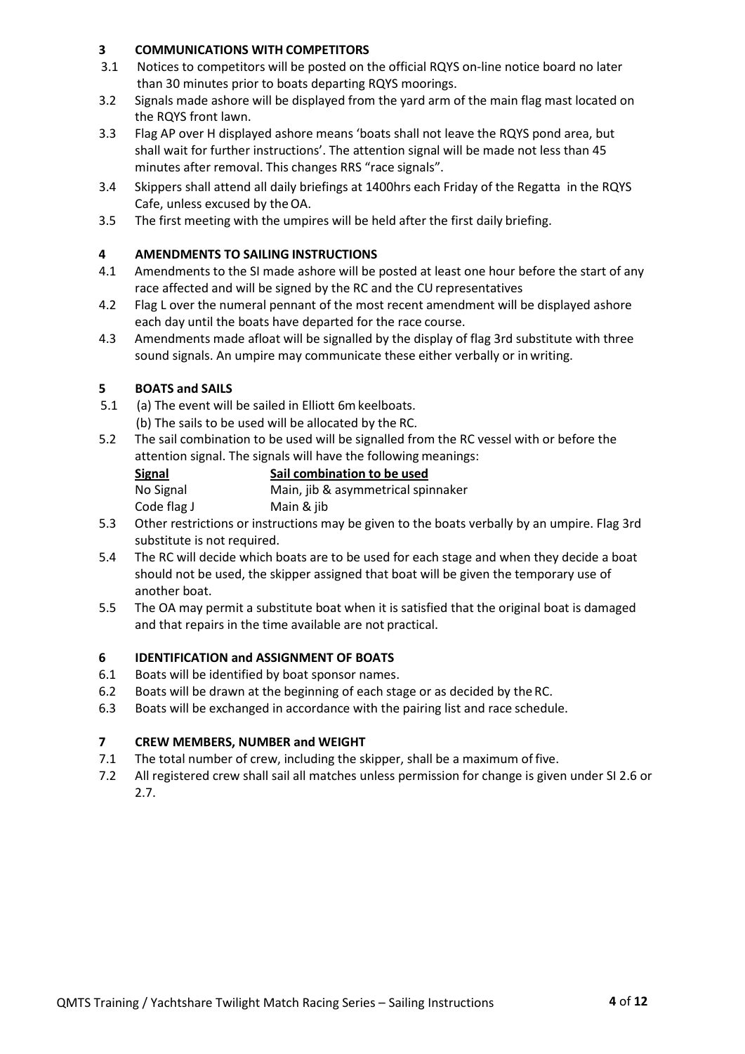## 3 COMMUNICATIONS WITH COMPETITORS

3.1 Notices to competitors will be posted on the official RQYS on-line notice board no later than 30 minutes prior to boats departing RQYS moorings.

3.2 Signals made ashore will be displayed from the yard arm of the main flag mast located on the RQYS front lawn.

3.3 Flag AP over H displayed ashore means 'boats shall not leave the RQYS pond area, but shall wait for further instructions'. The attention signal will be made not less than 45 minutes after removal. This changes RRS "race signals".

3.4 Skippers shall attend all daily briefings at 1400hrs each Friday of the Regatta in the RQYS Cafe, unless excused by the OA.

3.5 The first meeting with the umpires will be held after the first daily briefing.

## 4 AMENDMENTS TO SAILING INSTRUCTIONS

4.1 Amendments to the SI made ashore will be posted at least one hour before the start of any race affected and will be signed by the RC and the CU representatives

4.2 Flag L over the numeral pennant of the most recent amendment will be displayed ashore each day until the boats have departed for the race course.

4.3 Amendments made afloat will be signalled by the display of flag 3rd substitute with three sound signals. An umpire may communicate these either verbally or in writing.

## 5 BOATS and SAILS

5.1 (a) The event will be sailed in Elliott 6m keelboats.
(b) The sails to be used will be allocated by the RC.

5.2 The sail combination to be used will be signalled from the RC vessel with or before the attention signal. The signals will have the following meanings:

| Signal | Sail combination to be used |
|---|---|
| No Signal | Main, jib & asymmetrical spinnaker |
| Code flag J | Main & jib |

5.3 Other restrictions or instructions may be given to the boats verbally by an umpire. Flag 3rd substitute is not required.

5.4 The RC will decide which boats are to be used for each stage and when they decide a boat should not be used, the skipper assigned that boat will be given the temporary use of another boat.

5.5 The OA may permit a substitute boat when it is satisfied that the original boat is damaged and that repairs in the time available are not practical.

## 6 IDENTIFICATION and ASSIGNMENT OF BOATS

6.1 Boats will be identified by boat sponsor names.

6.2 Boats will be drawn at the beginning of each stage or as decided by the RC.

6.3 Boats will be exchanged in accordance with the pairing list and race schedule.

## 7 CREW MEMBERS, NUMBER and WEIGHT

7.1 The total number of crew, including the skipper, shall be a maximum of five.

7.2 All registered crew shall sail all matches unless permission for change is given under SI 2.6 or 2.7.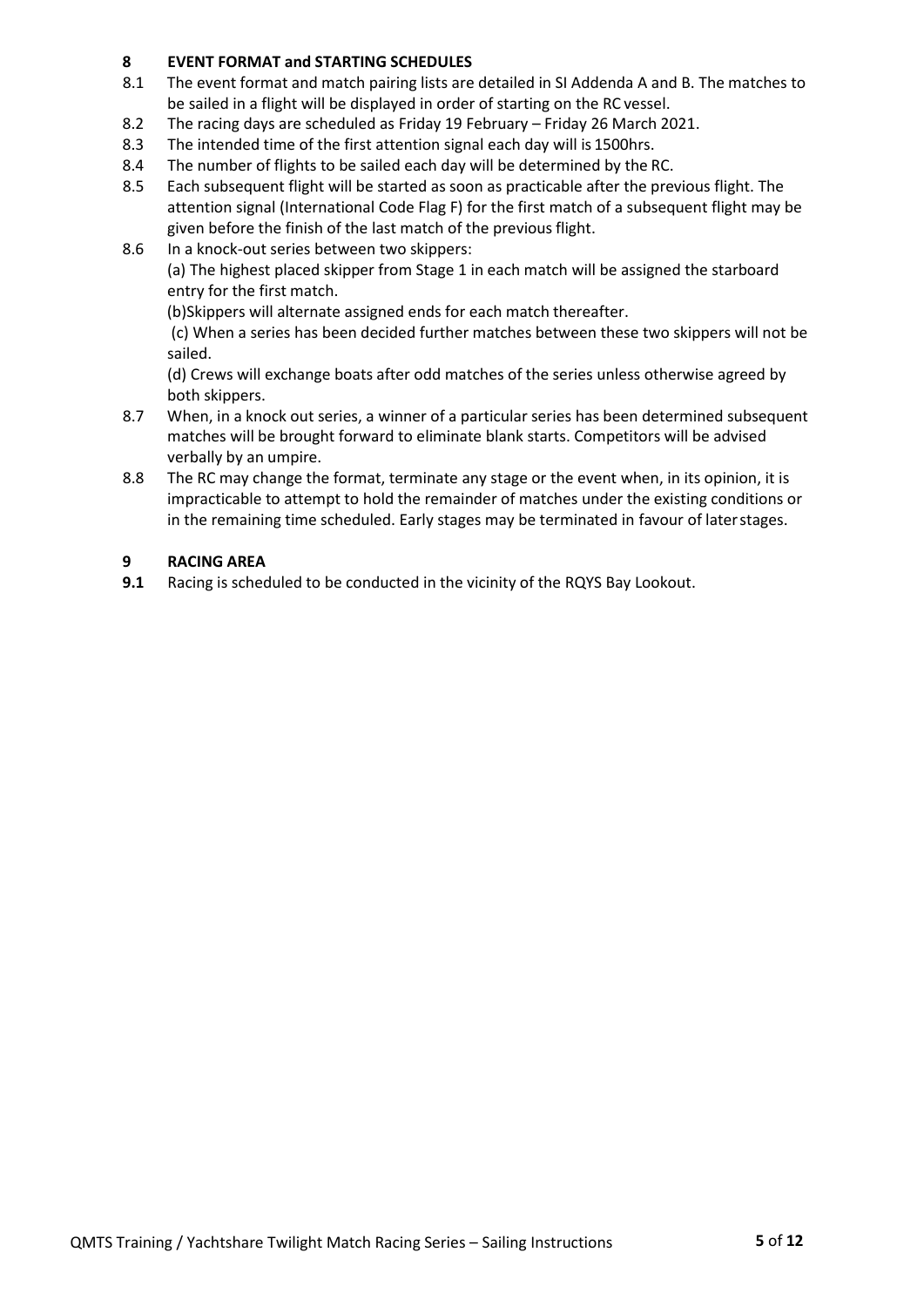## 8 EVENT FORMAT and STARTING SCHEDULES

8.1 The event format and match pairing lists are detailed in SI Addenda A and B. The matches to be sailed in a flight will be displayed in order of starting on the RC vessel.

8.2 The racing days are scheduled as Friday 19 February – Friday 26 March 2021.

8.3 The intended time of the first attention signal each day will is 1500hrs.

8.4 The number of flights to be sailed each day will be determined by the RC.

8.5 Each subsequent flight will be started as soon as practicable after the previous flight. The attention signal (International Code Flag F) for the first match of a subsequent flight may be given before the finish of the last match of the previous flight.

8.6 In a knock-out series between two skippers:

(a) The highest placed skipper from Stage 1 in each match will be assigned the starboard entry for the first match.

(b)Skippers will alternate assigned ends for each match thereafter.

(c) When a series has been decided further matches between these two skippers will not be sailed.

(d) Crews will exchange boats after odd matches of the series unless otherwise agreed by both skippers.

8.7 When, in a knock out series, a winner of a particular series has been determined subsequent matches will be brought forward to eliminate blank starts. Competitors will be advised verbally by an umpire.

8.8 The RC may change the format, terminate any stage or the event when, in its opinion, it is impracticable to attempt to hold the remainder of matches under the existing conditions or in the remaining time scheduled. Early stages may be terminated in favour of later stages.

## 9 RACING AREA

**9.1** Racing is scheduled to be conducted in the vicinity of the RQYS Bay Lookout.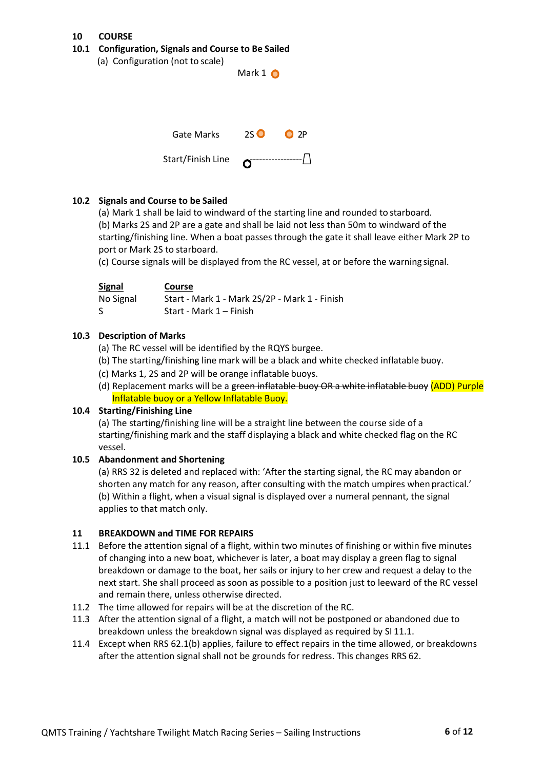## 10 COURSE

### 10.1 Configuration, Signals and Course to Be Sailed

(a) Configuration (not to scale)

Mark 1

Gate Marks 2S 2P

Start/Finish Line

### 10.2 Signals and Course to be Sailed

(a) Mark 1 shall be laid to windward of the starting line and rounded to starboard.
(b) Marks 2S and 2P are a gate and shall be laid not less than 50m to windward of the starting/finishing line. When a boat passes through the gate it shall leave either Mark 2P to port or Mark 2S to starboard.
(c) Course signals will be displayed from the RC vessel, at or before the warning signal.

| Signal | Course |
|---|---|
| No Signal | Start - Mark 1 - Mark 2S/2P - Mark 1 - Finish |
| S | Start - Mark 1 – Finish |

### 10.3 Description of Marks

(a) The RC vessel will be identified by the RQYS burgee.
(b) The starting/finishing line mark will be a black and white checked inflatable buoy.
(c) Marks 1, 2S and 2P will be orange inflatable buoys.
(d) Replacement marks will be a ~~green inflatable buoy OR a white inflatable buoy~~ (ADD) Purple Inflatable buoy or a Yellow Inflatable Buoy.

### 10.4 Starting/Finishing Line

(a) The starting/finishing line will be a straight line between the course side of a starting/finishing mark and the staff displaying a black and white checked flag on the RC vessel.

### 10.5 Abandonment and Shortening

(a) RRS 32 is deleted and replaced with: 'After the starting signal, the RC may abandon or shorten any match for any reason, after consulting with the match umpires when practical.'
(b) Within a flight, when a visual signal is displayed over a numeral pennant, the signal applies to that match only.

## 11 BREAKDOWN and TIME FOR REPAIRS

11.1 Before the attention signal of a flight, within two minutes of finishing or within five minutes of changing into a new boat, whichever is later, a boat may display a green flag to signal breakdown or damage to the boat, her sails or injury to her crew and request a delay to the next start. She shall proceed as soon as possible to a position just to leeward of the RC vessel and remain there, unless otherwise directed.

11.2 The time allowed for repairs will be at the discretion of the RC.

11.3 After the attention signal of a flight, a match will not be postponed or abandoned due to breakdown unless the breakdown signal was displayed as required by SI 11.1.

11.4 Except when RRS 62.1(b) applies, failure to effect repairs in the time allowed, or breakdowns after the attention signal shall not be grounds for redress. This changes RRS 62.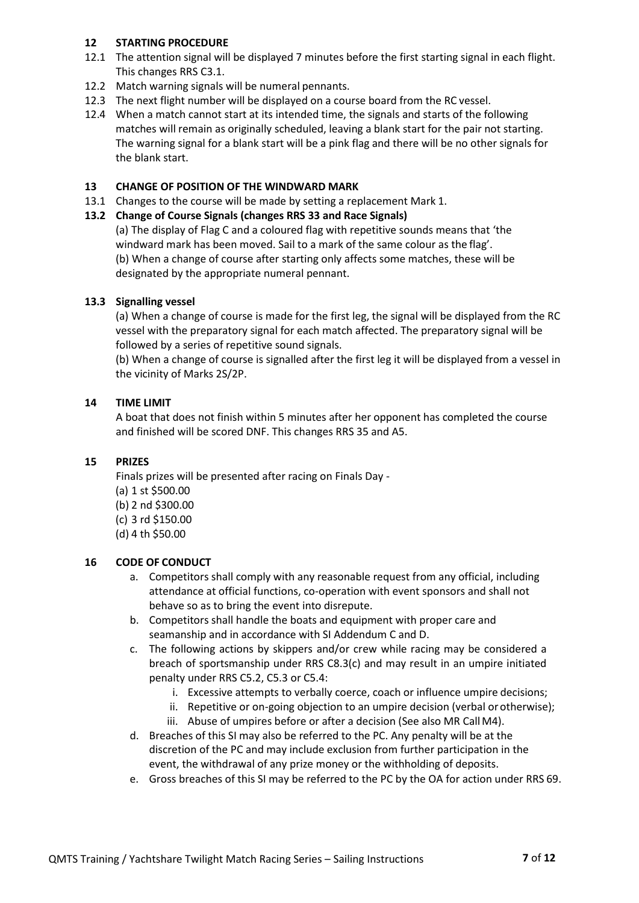## 12 STARTING PROCEDURE

12.1 The attention signal will be displayed 7 minutes before the first starting signal in each flight. This changes RRS C3.1.

12.2 Match warning signals will be numeral pennants.

12.3 The next flight number will be displayed on a course board from the RC vessel.

12.4 When a match cannot start at its intended time, the signals and starts of the following matches will remain as originally scheduled, leaving a blank start for the pair not starting. The warning signal for a blank start will be a pink flag and there will be no other signals for the blank start.

## 13 CHANGE OF POSITION OF THE WINDWARD MARK

13.1 Changes to the course will be made by setting a replacement Mark 1.

**13.2 Change of Course Signals (changes RRS 33 and Race Signals)**

(a) The display of Flag C and a coloured flag with repetitive sounds means that 'the windward mark has been moved. Sail to a mark of the same colour as the flag'.
(b) When a change of course after starting only affects some matches, these will be designated by the appropriate numeral pennant.

**13.3 Signalling vessel**

(a) When a change of course is made for the first leg, the signal will be displayed from the RC vessel with the preparatory signal for each match affected. The preparatory signal will be followed by a series of repetitive sound signals.
(b) When a change of course is signalled after the first leg it will be displayed from a vessel in the vicinity of Marks 2S/2P.

## 14 TIME LIMIT

A boat that does not finish within 5 minutes after her opponent has completed the course and finished will be scored DNF. This changes RRS 35 and A5.

## 15 PRIZES

Finals prizes will be presented after racing on Finals Day -

(a) 1 st $500.00
(b) 2 nd $300.00
(c) 3 rd $150.00
(d) 4 th $50.00

## 16 CODE OF CONDUCT

a. Competitors shall comply with any reasonable request from any official, including attendance at official functions, co-operation with event sponsors and shall not behave so as to bring the event into disrepute.
b. Competitors shall handle the boats and equipment with proper care and seamanship and in accordance with SI Addendum C and D.
c. The following actions by skippers and/or crew while racing may be considered a breach of sportsmanship under RRS C8.3(c) and may result in an umpire initiated penalty under RRS C5.2, C5.3 or C5.4:
    i. Excessive attempts to verbally coerce, coach or influence umpire decisions;
    ii. Repetitive or on-going objection to an umpire decision (verbal or otherwise);
    iii. Abuse of umpires before or after a decision (See also MR Call M4).
d. Breaches of this SI may also be referred to the PC. Any penalty will be at the discretion of the PC and may include exclusion from further participation in the event, the withdrawal of any prize money or the withholding of deposits.
e. Gross breaches of this SI may be referred to the PC by the OA for action under RRS 69.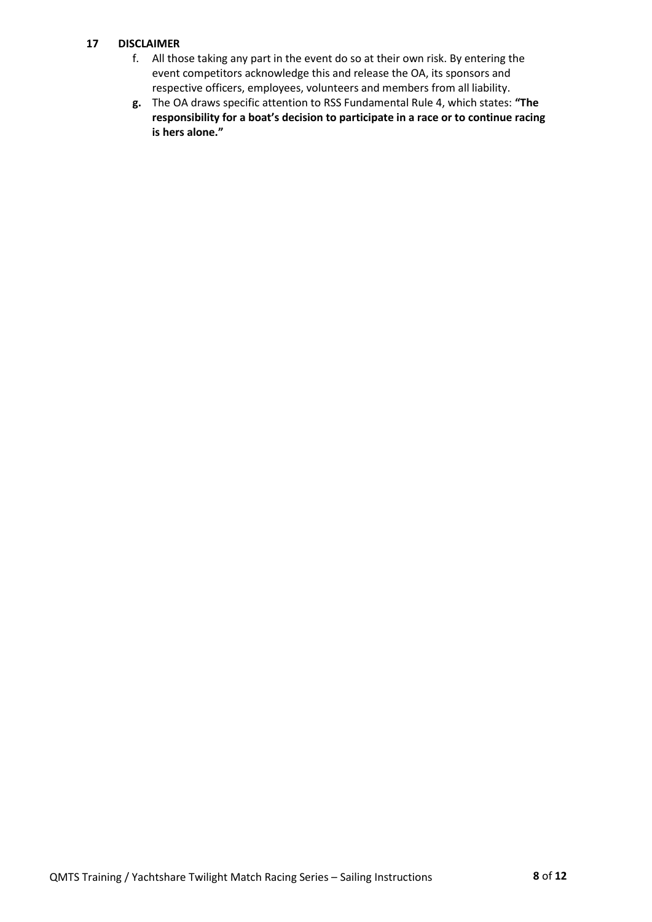## 17 DISCLAIMER

f. All those taking any part in the event do so at their own risk. By entering the event competitors acknowledge this and release the OA, its sponsors and respective officers, employees, volunteers and members from all liability.

**g.** The OA draws specific attention to RSS Fundamental Rule 4, which states: **"The responsibility for a boat's decision to participate in a race or to continue racing is hers alone."**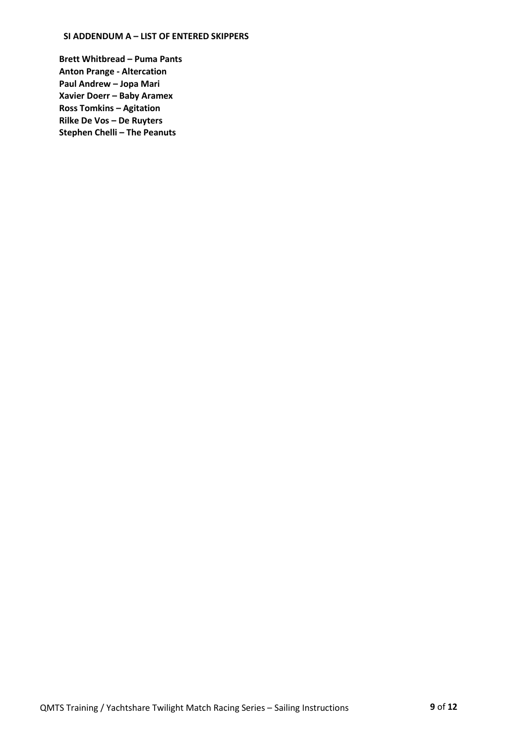### SI ADDENDUM A – LIST OF ENTERED SKIPPERS

**Brett Whitbread – Puma Pants**
**Anton Prange - Altercation**
**Paul Andrew – Jopa Mari**
**Xavier Doerr – Baby Aramex**
**Ross Tomkins – Agitation**
**Rilke De Vos – De Ruyters**
**Stephen Chelli – The Peanuts**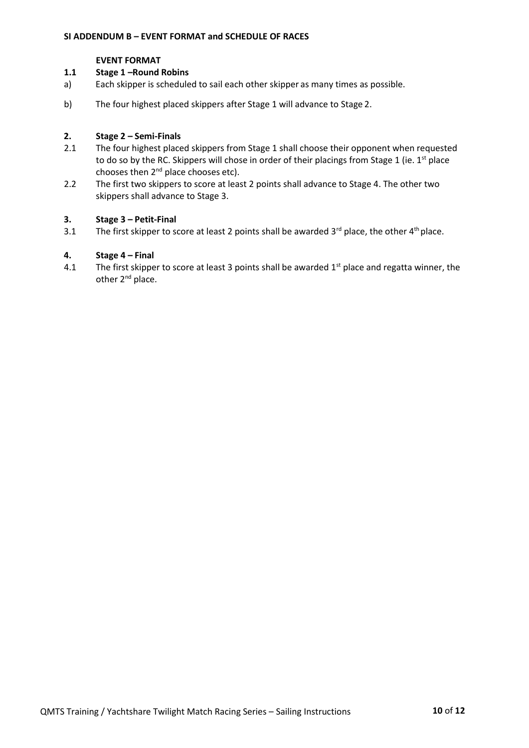**SI ADDENDUM B – EVENT FORMAT and SCHEDULE OF RACES**

**EVENT FORMAT**

**1.1 Stage 1 –Round Robins**

a) Each skipper is scheduled to sail each other skipper as many times as possible.

b) The four highest placed skippers after Stage 1 will advance to Stage 2.

**2. Stage 2 – Semi-Finals**

2.1 The four highest placed skippers from Stage 1 shall choose their opponent when requested to do so by the RC. Skippers will chose in order of their placings from Stage 1 (ie. 1st place chooses then 2nd place chooses etc).

2.2 The first two skippers to score at least 2 points shall advance to Stage 4. The other two skippers shall advance to Stage 3.

**3. Stage 3 – Petit-Final**

3.1 The first skipper to score at least 2 points shall be awarded 3rd place, the other 4th place.

**4. Stage 4 – Final**

4.1 The first skipper to score at least 3 points shall be awarded 1st place and regatta winner, the other 2nd place.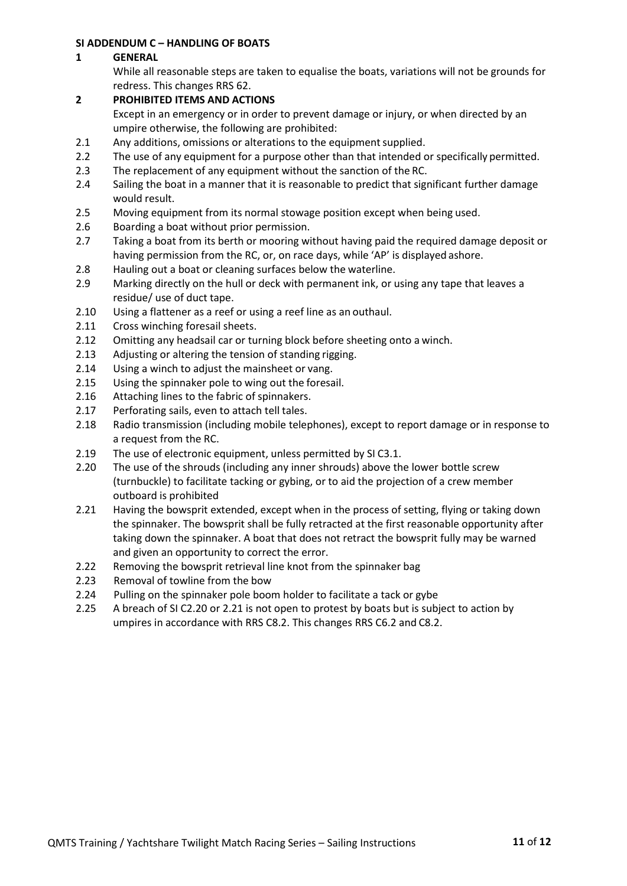## SI ADDENDUM C – HANDLING OF BOATS

### 1 GENERAL

While all reasonable steps are taken to equalise the boats, variations will not be grounds for redress. This changes RRS 62.

### 2 PROHIBITED ITEMS AND ACTIONS

Except in an emergency or in order to prevent damage or injury, or when directed by an umpire otherwise, the following are prohibited:

2.1 Any additions, omissions or alterations to the equipment supplied.

2.2 The use of any equipment for a purpose other than that intended or specifically permitted.

2.3 The replacement of any equipment without the sanction of the RC.

2.4 Sailing the boat in a manner that it is reasonable to predict that significant further damage would result.

2.5 Moving equipment from its normal stowage position except when being used.

2.6 Boarding a boat without prior permission.

2.7 Taking a boat from its berth or mooring without having paid the required damage deposit or having permission from the RC, or, on race days, while 'AP' is displayed ashore.

2.8 Hauling out a boat or cleaning surfaces below the waterline.

2.9 Marking directly on the hull or deck with permanent ink, or using any tape that leaves a residue/ use of duct tape.

2.10 Using a flattener as a reef or using a reef line as an outhaul.

2.11 Cross winching foresail sheets.

2.12 Omitting any headsail car or turning block before sheeting onto a winch.

2.13 Adjusting or altering the tension of standing rigging.

2.14 Using a winch to adjust the mainsheet or vang.

2.15 Using the spinnaker pole to wing out the foresail.

2.16 Attaching lines to the fabric of spinnakers.

2.17 Perforating sails, even to attach tell tales.

2.18 Radio transmission (including mobile telephones), except to report damage or in response to a request from the RC.

2.19 The use of electronic equipment, unless permitted by SI C3.1.

2.20 The use of the shrouds (including any inner shrouds) above the lower bottle screw (turnbuckle) to facilitate tacking or gybing, or to aid the projection of a crew member outboard is prohibited

2.21 Having the bowsprit extended, except when in the process of setting, flying or taking down the spinnaker. The bowsprit shall be fully retracted at the first reasonable opportunity after taking down the spinnaker. A boat that does not retract the bowsprit fully may be warned and given an opportunity to correct the error.

2.22 Removing the bowsprit retrieval line knot from the spinnaker bag

2.23 Removal of towline from the bow

2.24 Pulling on the spinnaker pole boom holder to facilitate a tack or gybe

2.25 A breach of SI C2.20 or 2.21 is not open to protest by boats but is subject to action by umpires in accordance with RRS C8.2. This changes RRS C6.2 and C8.2.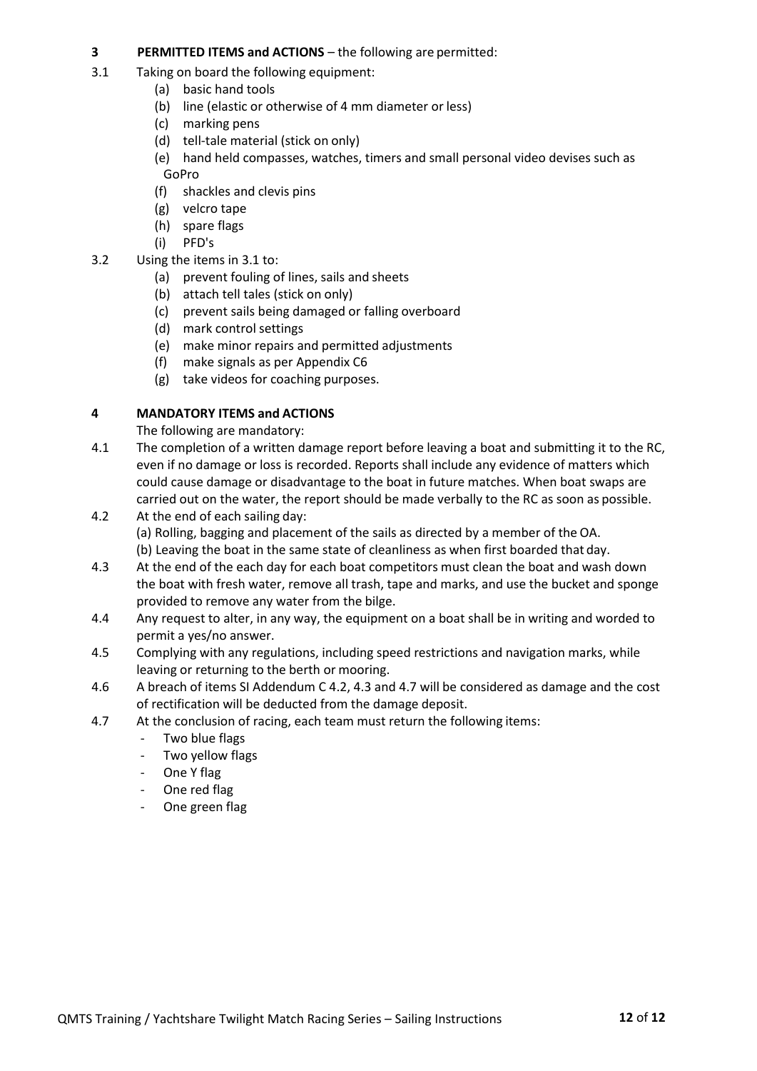## 3 PERMITTED ITEMS and ACTIONS – the following are permitted:

3.1 Taking on board the following equipment:

- (a) basic hand tools
- (b) line (elastic or otherwise of 4 mm diameter or less)
- (c) marking pens
- (d) tell-tale material (stick on only)
- (e) hand held compasses, watches, timers and small personal video devises such as GoPro
- (f) shackles and clevis pins
- (g) velcro tape
- (h) spare flags
- (i) PFD's

3.2 Using the items in 3.1 to:

- (a) prevent fouling of lines, sails and sheets
- (b) attach tell tales (stick on only)
- (c) prevent sails being damaged or falling overboard
- (d) mark control settings
- (e) make minor repairs and permitted adjustments
- (f) make signals as per Appendix C6
- (g) take videos for coaching purposes.

## 4 MANDATORY ITEMS and ACTIONS

The following are mandatory:

4.1 The completion of a written damage report before leaving a boat and submitting it to the RC, even if no damage or loss is recorded. Reports shall include any evidence of matters which could cause damage or disadvantage to the boat in future matches. When boat swaps are carried out on the water, the report should be made verbally to the RC as soon as possible.

4.2 At the end of each sailing day:
(a) Rolling, bagging and placement of the sails as directed by a member of the OA.
(b) Leaving the boat in the same state of cleanliness as when first boarded that day.

4.3 At the end of the each day for each boat competitors must clean the boat and wash down the boat with fresh water, remove all trash, tape and marks, and use the bucket and sponge provided to remove any water from the bilge.

4.4 Any request to alter, in any way, the equipment on a boat shall be in writing and worded to permit a yes/no answer.

4.5 Complying with any regulations, including speed restrictions and navigation marks, while leaving or returning to the berth or mooring.

4.6 A breach of items SI Addendum C 4.2, 4.3 and 4.7 will be considered as damage and the cost of rectification will be deducted from the damage deposit.

4.7 At the conclusion of racing, each team must return the following items:

- Two blue flags
- Two yellow flags
- One Y flag
- One red flag
- One green flag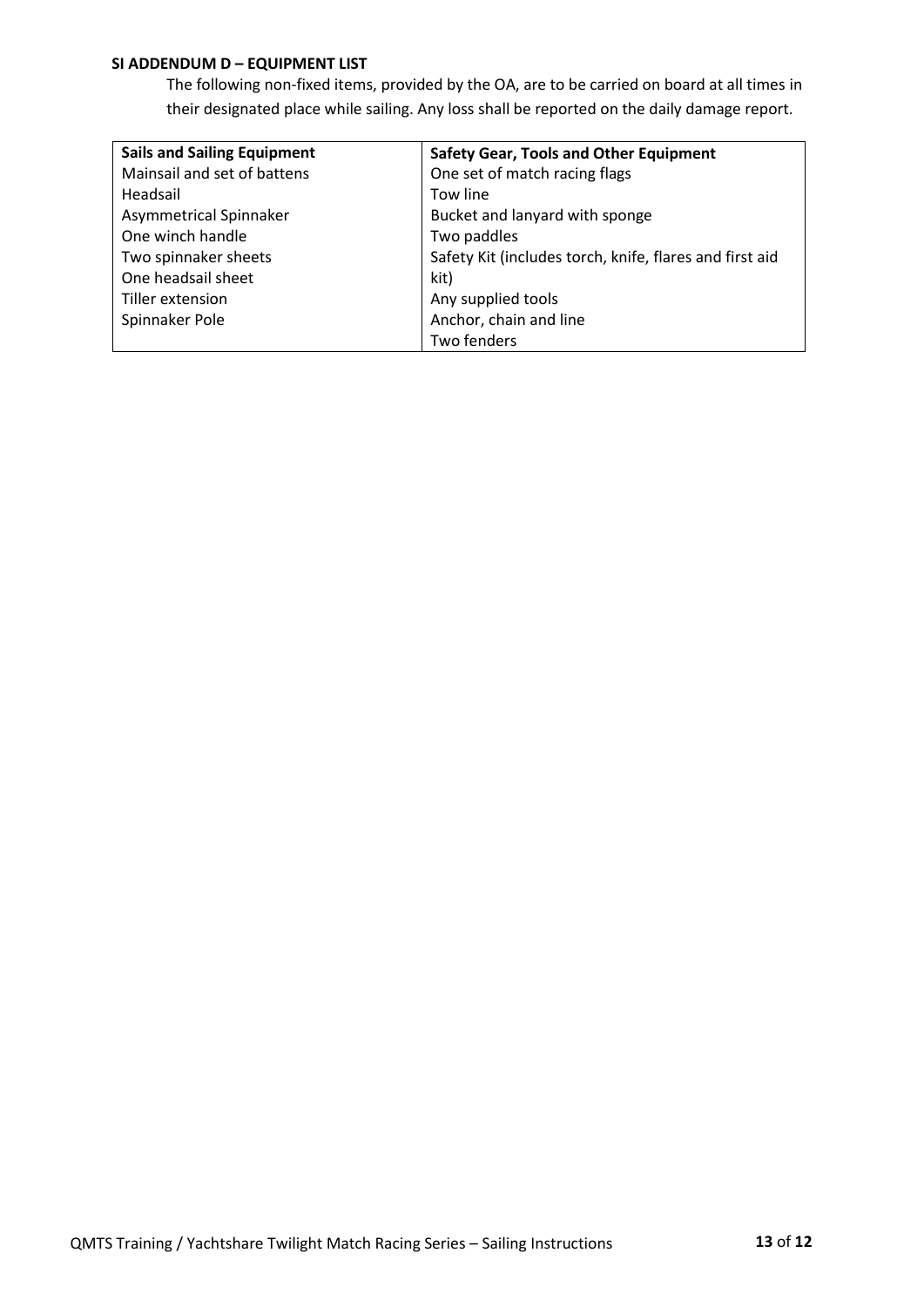### SI ADDENDUM D – EQUIPMENT LIST

The following non-fixed items, provided by the OA, are to be carried on board at all times in their designated place while sailing. Any loss shall be reported on the daily damage report.

| Sails and Sailing Equipment | Safety Gear, Tools and Other Equipment |
|---|---|
| Mainsail and set of battens | One set of match racing flags |
| Headsail | Tow line |
| Asymmetrical Spinnaker | Bucket and lanyard with sponge |
| One winch handle | Two paddles |
| Two spinnaker sheets | Safety Kit (includes torch, knife, flares and first aid kit) |
| One headsail sheet | Any supplied tools |
| Tiller extension | Anchor, chain and line |
| Spinnaker Pole | Two fenders |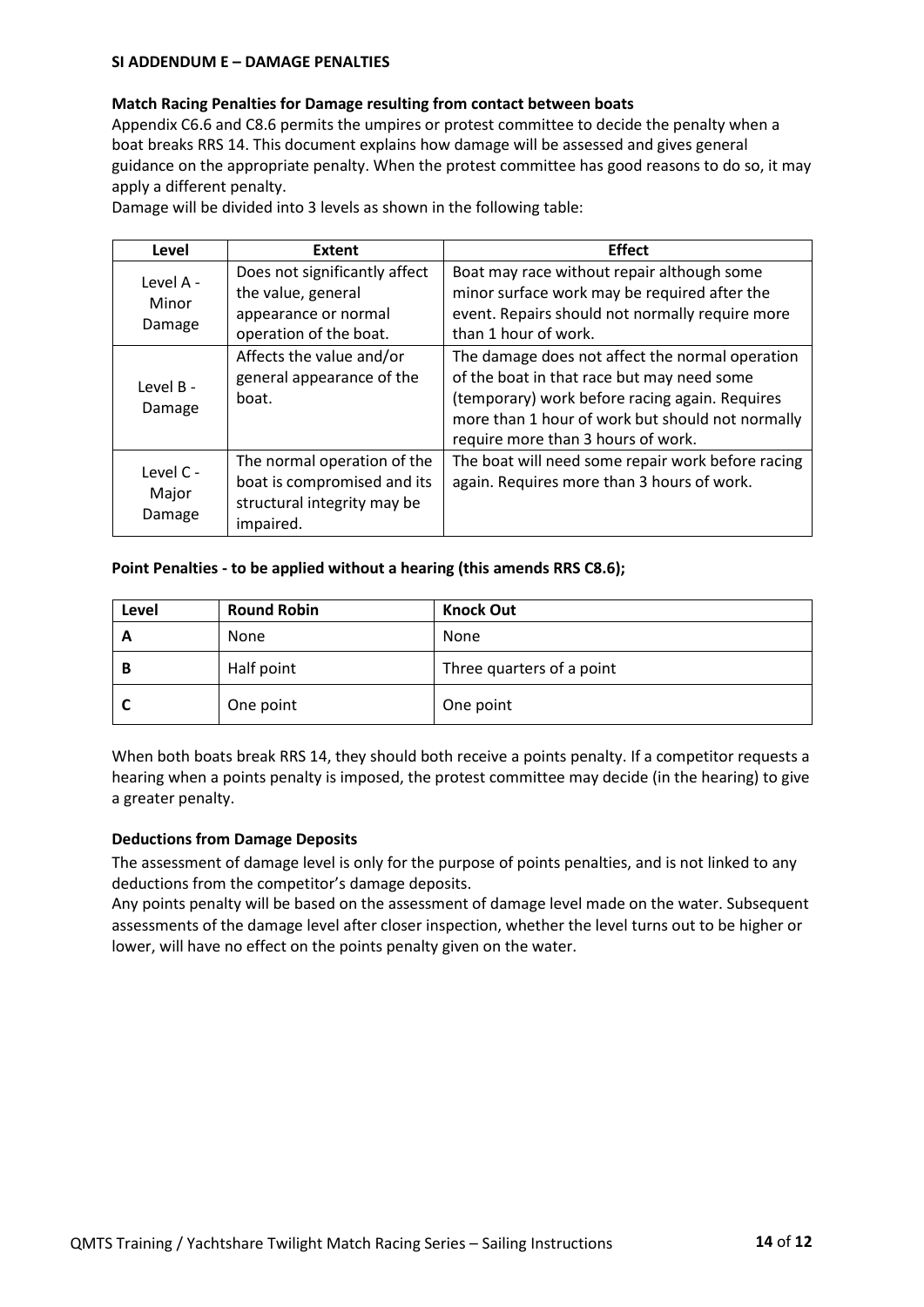**SI ADDENDUM E – DAMAGE PENALTIES**

**Match Racing Penalties for Damage resulting from contact between boats**

Appendix C6.6 and C8.6 permits the umpires or protest committee to decide the penalty when a boat breaks RRS 14. This document explains how damage will be assessed and gives general guidance on the appropriate penalty. When the protest committee has good reasons to do so, it may apply a different penalty.

Damage will be divided into 3 levels as shown in the following table:

| Level | Extent | Effect |
|---|---|---|
| Level A - Minor Damage | Does not significantly affect the value, general appearance or normal operation of the boat. | Boat may race without repair although some minor surface work may be required after the event. Repairs should not normally require more than 1 hour of work. |
| Level B - Damage | Affects the value and/or general appearance of the boat. | The damage does not affect the normal operation of the boat in that race but may need some (temporary) work before racing again. Requires more than 1 hour of work but should not normally require more than 3 hours of work. |
| Level C - Major Damage | The normal operation of the boat is compromised and its structural integrity may be impaired. | The boat will need some repair work before racing again. Requires more than 3 hours of work. |

**Point Penalties - to be applied without a hearing (this amends RRS C8.6);**

| Level | Round Robin | Knock Out |
|---|---|---|
| A | None | None |
| B | Half point | Three quarters of a point |
| C | One point | One point |

When both boats break RRS 14, they should both receive a points penalty. If a competitor requests a hearing when a points penalty is imposed, the protest committee may decide (in the hearing) to give a greater penalty.

**Deductions from Damage Deposits**

The assessment of damage level is only for the purpose of points penalties, and is not linked to any deductions from the competitor's damage deposits.

Any points penalty will be based on the assessment of damage level made on the water. Subsequent assessments of the damage level after closer inspection, whether the level turns out to be higher or lower, will have no effect on the points penalty given on the water.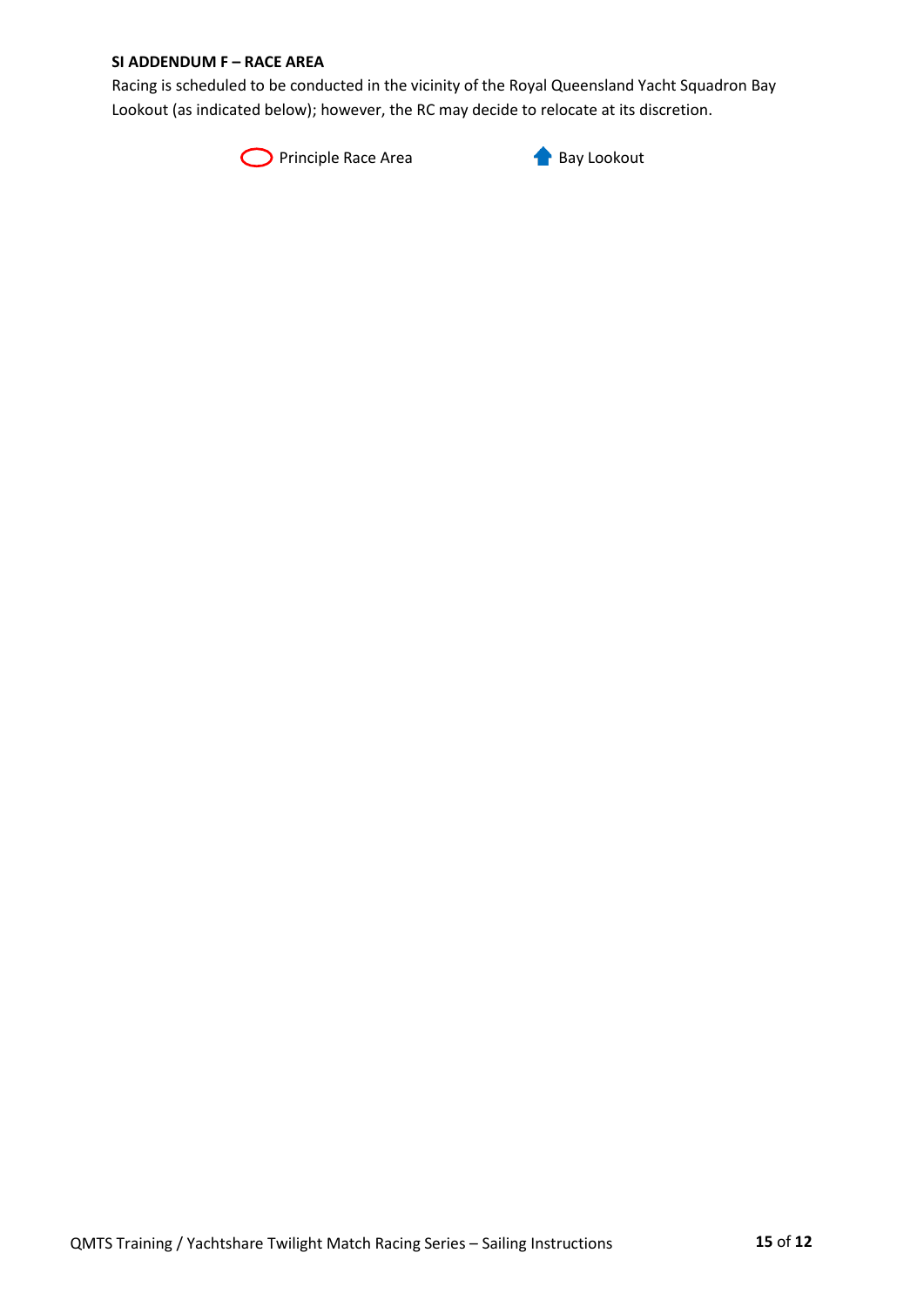**SI ADDENDUM F – RACE AREA**

Racing is scheduled to be conducted in the vicinity of the Royal Queensland Yacht Squadron Bay Lookout (as indicated below); however, the RC may decide to relocate at its discretion.

Principle Race Area

Bay Lookout